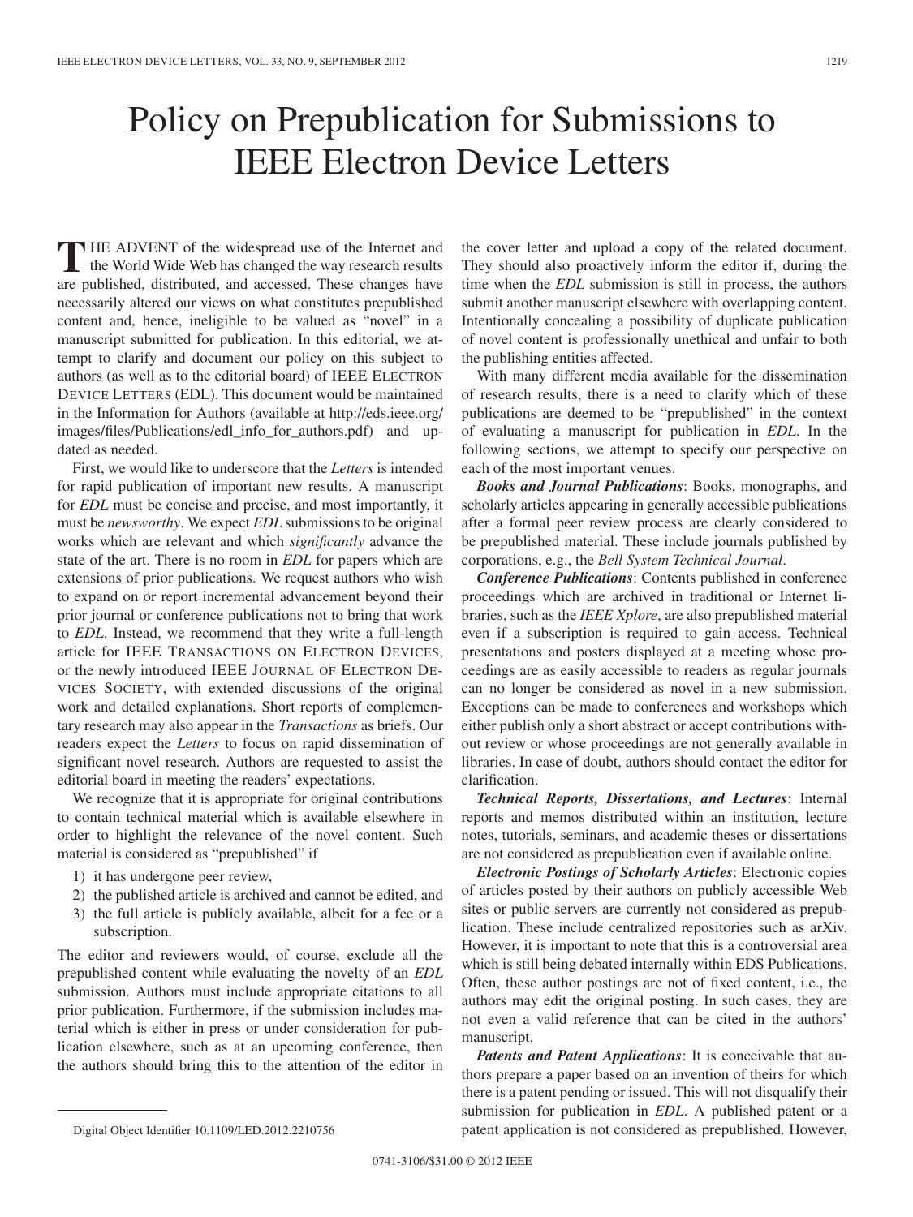# Policy on Prepublication for Submissions to IEEE Electron Device Letters

THE ADVENT of the widespread use of the Internet and the World Wide Web has changed the way research results are published, distributed, and accessed. These changes have necessarily altered our views on what constitutes prepublished content and, hence, ineligible to be valued as "novel" in a manuscript submitted for publication. In this editorial, we attempt to clarify and document our policy on this subject to authors (as well as to the editorial board) of IEEE ELECTRON DEVICE LETTERS (EDL). This document would be maintained in the Information for Authors (available at http://eds.ieee.org/images/files/Publications/edl_info_for_authors.pdf) and updated as needed.

First, we would like to underscore that the *Letters* is intended for rapid publication of important new results. A manuscript for *EDL* must be concise and precise, and most importantly, it must be *newsworthy*. We expect *EDL* submissions to be original works which are relevant and which *significantly* advance the state of the art. There is no room in *EDL* for papers which are extensions of prior publications. We request authors who wish to expand on or report incremental advancement beyond their prior journal or conference publications not to bring that work to *EDL*. Instead, we recommend that they write a full-length article for IEEE TRANSACTIONS ON ELECTRON DEVICES, or the newly introduced IEEE JOURNAL OF ELECTRON DEVICES SOCIETY, with extended discussions of the original work and detailed explanations. Short reports of complementary research may also appear in the *Transactions* as briefs. Our readers expect the *Letters* to focus on rapid dissemination of significant novel research. Authors are requested to assist the editorial board in meeting the readers' expectations.

We recognize that it is appropriate for original contributions to contain technical material which is available elsewhere in order to highlight the relevance of the novel content. Such material is considered as "prepublished" if

1) it has undergone peer review,
2) the published article is archived and cannot be edited, and
3) the full article is publicly available, albeit for a fee or a subscription.

The editor and reviewers would, of course, exclude all the prepublished content while evaluating the novelty of an *EDL* submission. Authors must include appropriate citations to all prior publication. Furthermore, if the submission includes material which is either in press or under consideration for publication elsewhere, such as at an upcoming conference, then the authors should bring this to the attention of the editor in the cover letter and upload a copy of the related document. They should also proactively inform the editor if, during the time when the *EDL* submission is still in process, the authors submit another manuscript elsewhere with overlapping content. Intentionally concealing a possibility of duplicate publication of novel content is professionally unethical and unfair to both the publishing entities affected.

With many different media available for the dissemination of research results, there is a need to clarify which of these publications are deemed to be "prepublished" in the context of evaluating a manuscript for publication in *EDL*. In the following sections, we attempt to specify our perspective on each of the most important venues.

***Books and Journal Publications***: Books, monographs, and scholarly articles appearing in generally accessible publications after a formal peer review process are clearly considered to be prepublished material. These include journals published by corporations, e.g., the *Bell System Technical Journal*.

***Conference Publications***: Contents published in conference proceedings which are archived in traditional or Internet libraries, such as the *IEEE Xplore*, are also prepublished material even if a subscription is required to gain access. Technical presentations and posters displayed at a meeting whose proceedings are as easily accessible to readers as regular journals can no longer be considered as novel in a new submission. Exceptions can be made to conferences and workshops which either publish only a short abstract or accept contributions without review or whose proceedings are not generally available in libraries. In case of doubt, authors should contact the editor for clarification.

***Technical Reports, Dissertations, and Lectures***: Internal reports and memos distributed within an institution, lecture notes, tutorials, seminars, and academic theses or dissertations are not considered as prepublication even if available online.

***Electronic Postings of Scholarly Articles***: Electronic copies of articles posted by their authors on publicly accessible Web sites or public servers are currently not considered as prepublication. These include centralized repositories such as arXiv. However, it is important to note that this is a controversial area which is still being debated internally within EDS Publications. Often, these author postings are not of fixed content, i.e., the authors may edit the original posting. In such cases, they are not even a valid reference that can be cited in the authors' manuscript.

***Patents and Patent Applications***: It is conceivable that authors prepare a paper based on an invention of theirs for which there is a patent pending or issued. This will not disqualify their submission for publication in *EDL*. A published patent or a patent application is not considered as prepublished. However,

Digital Object Identifier 10.1109/LED.2012.2210756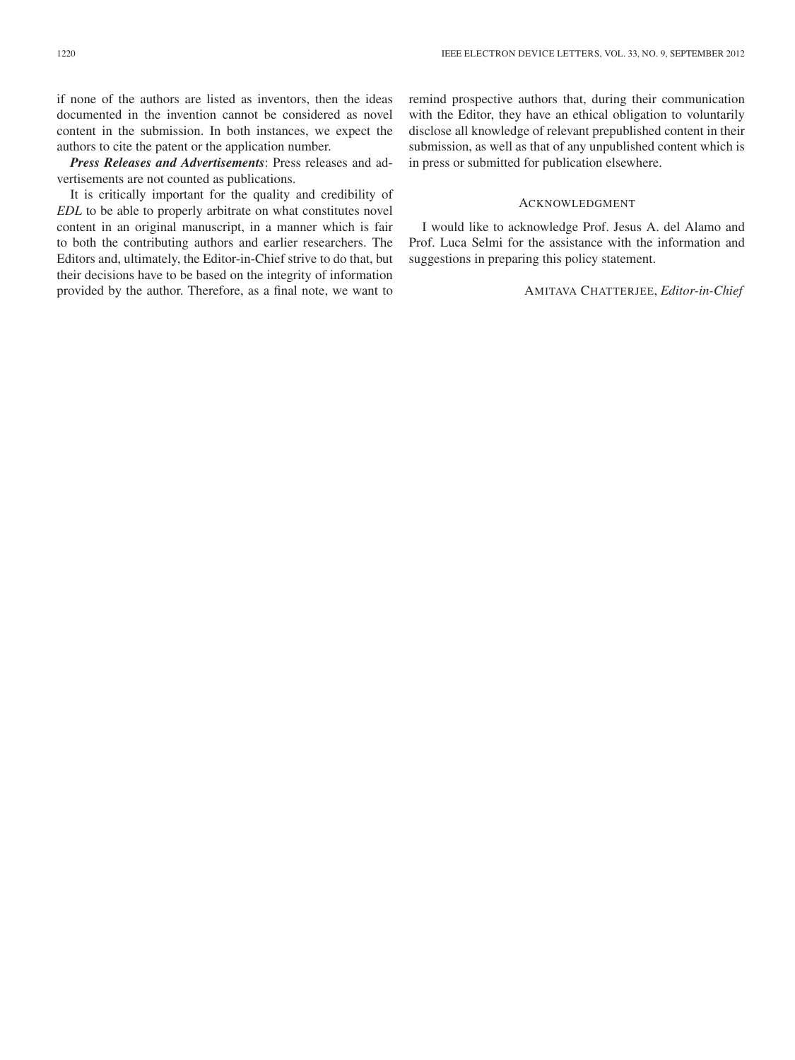if none of the authors are listed as inventors, then the ideas documented in the invention cannot be considered as novel content in the submission. In both instances, we expect the authors to cite the patent or the application number.

***Press Releases and Advertisements***: Press releases and advertisements are not counted as publications.

It is critically important for the quality and credibility of *EDL* to be able to properly arbitrate on what constitutes novel content in an original manuscript, in a manner which is fair to both the contributing authors and earlier researchers. The Editors and, ultimately, the Editor-in-Chief strive to do that, but their decisions have to be based on the integrity of information provided by the author. Therefore, as a final note, we want to remind prospective authors that, during their communication with the Editor, they have an ethical obligation to voluntarily disclose all knowledge of relevant prepublished content in their submission, as well as that of any unpublished content which is in press or submitted for publication elsewhere.

## Acknowledgment

I would like to acknowledge Prof. Jesus A. del Alamo and Prof. Luca Selmi for the assistance with the information and suggestions in preparing this policy statement.

Amitava Chatterjee, *Editor-in-Chief*